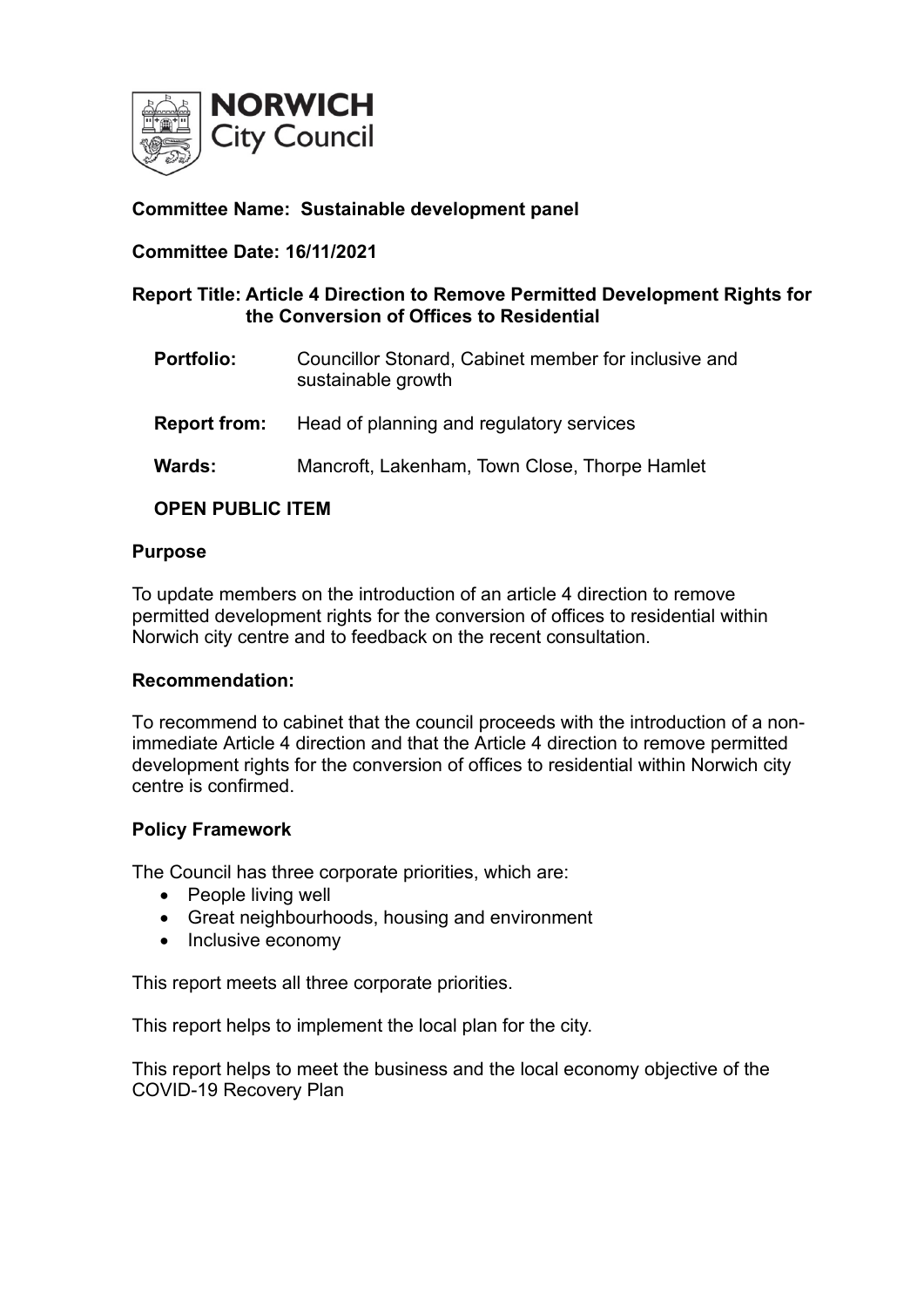**NORWICH City Council**

**Committee Name: Sustainable development panel**

**Committee Date: 16/11/2021**

**Report Title: Article 4 Direction to Remove Permitted Development Rights for the Conversion of Offices to Residential**

**Portfolio:** Councillor Stonard, Cabinet member for inclusive and sustainable growth

**Report from:** Head of planning and regulatory services

**Wards:** Mancroft, Lakenham, Town Close, Thorpe Hamlet

**OPEN PUBLIC ITEM**

**Purpose**

To update members on the introduction of an article 4 direction to remove permitted development rights for the conversion of offices to residential within Norwich city centre and to feedback on the recent consultation.

**Recommendation:**

To recommend to cabinet that the council proceeds with the introduction of a non-immediate Article 4 direction and that the Article 4 direction to remove permitted development rights for the conversion of offices to residential within Norwich city centre is confirmed.

**Policy Framework**

The Council has three corporate priorities, which are:

- People living well
- Great neighbourhoods, housing and environment
- Inclusive economy

This report meets all three corporate priorities.

This report helps to implement the local plan for the city.

This report helps to meet the business and the local economy objective of the COVID-19 Recovery Plan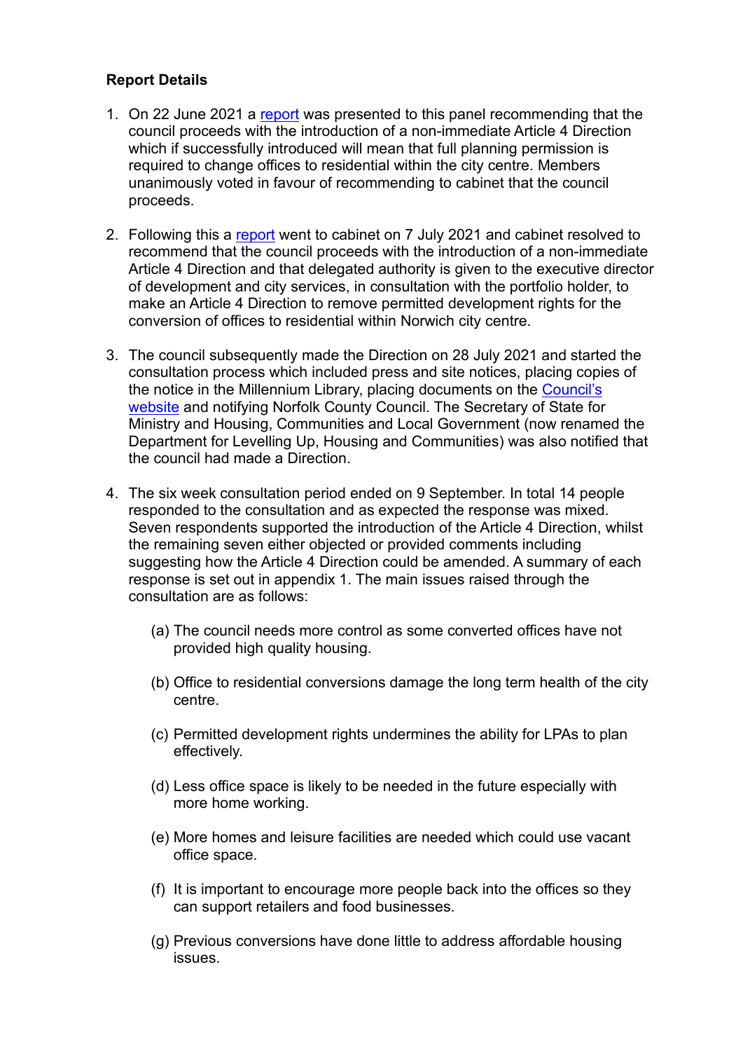**Report Details**

1. On 22 June 2021 a report was presented to this panel recommending that the council proceeds with the introduction of a non-immediate Article 4 Direction which if successfully introduced will mean that full planning permission is required to change offices to residential within the city centre. Members unanimously voted in favour of recommending to cabinet that the council proceeds.

2. Following this a report went to cabinet on 7 July 2021 and cabinet resolved to recommend that the council proceeds with the introduction of a non-immediate Article 4 Direction and that delegated authority is given to the executive director of development and city services, in consultation with the portfolio holder, to make an Article 4 Direction to remove permitted development rights for the conversion of offices to residential within Norwich city centre.

3. The council subsequently made the Direction on 28 July 2021 and started the consultation process which included press and site notices, placing copies of the notice in the Millennium Library, placing documents on the Council's website and notifying Norfolk County Council. The Secretary of State for Ministry and Housing, Communities and Local Government (now renamed the Department for Levelling Up, Housing and Communities) was also notified that the council had made a Direction.

4. The six week consultation period ended on 9 September. In total 14 people responded to the consultation and as expected the response was mixed. Seven respondents supported the introduction of the Article 4 Direction, whilst the remaining seven either objected or provided comments including suggesting how the Article 4 Direction could be amended. A summary of each response is set out in appendix 1. The main issues raised through the consultation are as follows:

   (a) The council needs more control as some converted offices have not provided high quality housing.

   (b) Office to residential conversions damage the long term health of the city centre.

   (c) Permitted development rights undermines the ability for LPAs to plan effectively.

   (d) Less office space is likely to be needed in the future especially with more home working.

   (e) More homes and leisure facilities are needed which could use vacant office space.

   (f) It is important to encourage more people back into the offices so they can support retailers and food businesses.

   (g) Previous conversions have done little to address affordable housing issues.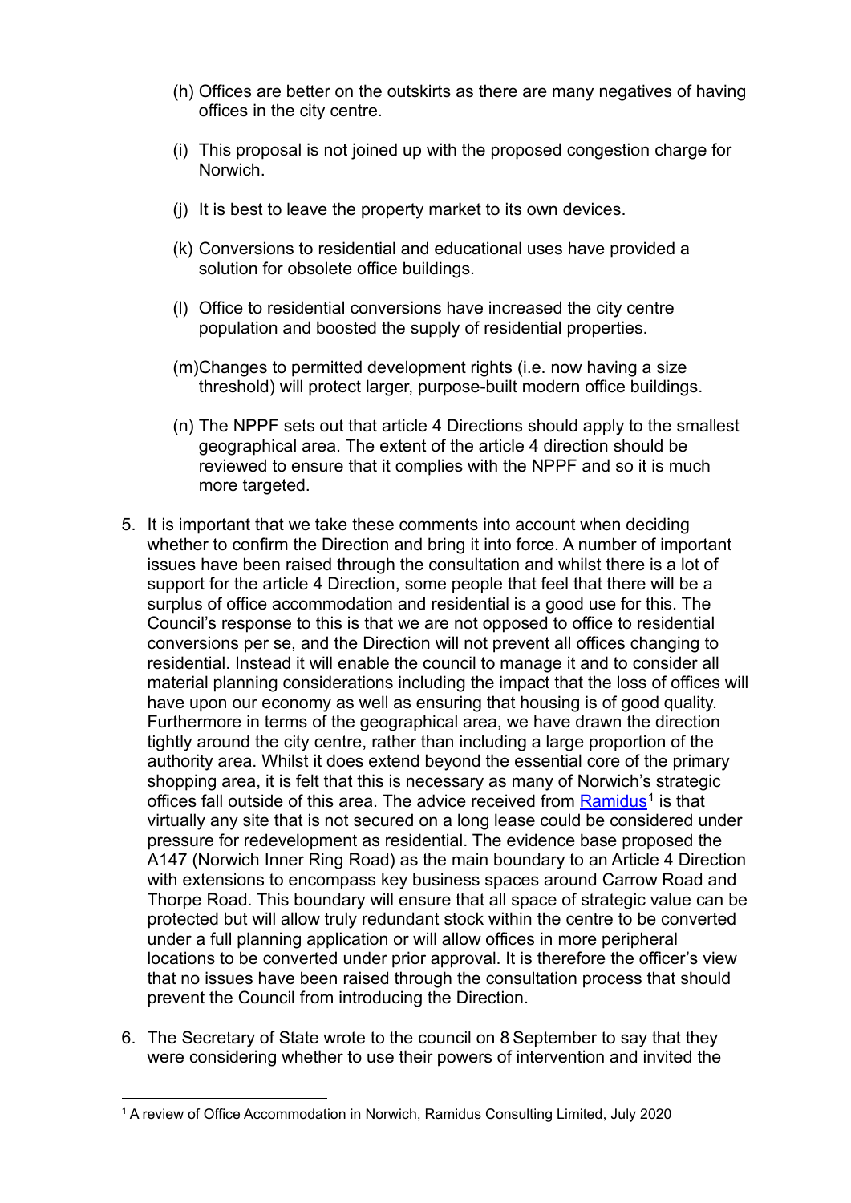(h) Offices are better on the outskirts as there are many negatives of having offices in the city centre.

(i) This proposal is not joined up with the proposed congestion charge for Norwich.

(j) It is best to leave the property market to its own devices.

(k) Conversions to residential and educational uses have provided a solution for obsolete office buildings.

(l) Office to residential conversions have increased the city centre population and boosted the supply of residential properties.

(m) Changes to permitted development rights (i.e. now having a size threshold) will protect larger, purpose-built modern office buildings.

(n) The NPPF sets out that article 4 Directions should apply to the smallest geographical area. The extent of the article 4 direction should be reviewed to ensure that it complies with the NPPF and so it is much more targeted.

5. It is important that we take these comments into account when deciding whether to confirm the Direction and bring it into force. A number of important issues have been raised through the consultation and whilst there is a lot of support for the article 4 Direction, some people that feel that there will be a surplus of office accommodation and residential is a good use for this. The Council's response to this is that we are not opposed to office to residential conversions per se, and the Direction will not prevent all offices changing to residential. Instead it will enable the council to manage it and to consider all material planning considerations including the impact that the loss of offices will have upon our economy as well as ensuring that housing is of good quality. Furthermore in terms of the geographical area, we have drawn the direction tightly around the city centre, rather than including a large proportion of the authority area. Whilst it does extend beyond the essential core of the primary shopping area, it is felt that this is necessary as many of Norwich's strategic offices fall outside of this area. The advice received from Ramidus[1] is that virtually any site that is not secured on a long lease could be considered under pressure for redevelopment as residential. The evidence base proposed the A147 (Norwich Inner Ring Road) as the main boundary to an Article 4 Direction with extensions to encompass key business spaces around Carrow Road and Thorpe Road. This boundary will ensure that all space of strategic value can be protected but will allow truly redundant stock within the centre to be converted under a full planning application or will allow offices in more peripheral locations to be converted under prior approval. It is therefore the officer's view that no issues have been raised through the consultation process that should prevent the Council from introducing the Direction.

6. The Secretary of State wrote to the council on 8 September to say that they were considering whether to use their powers of intervention and invited the

[1] A review of Office Accommodation in Norwich, Ramidus Consulting Limited, July 2020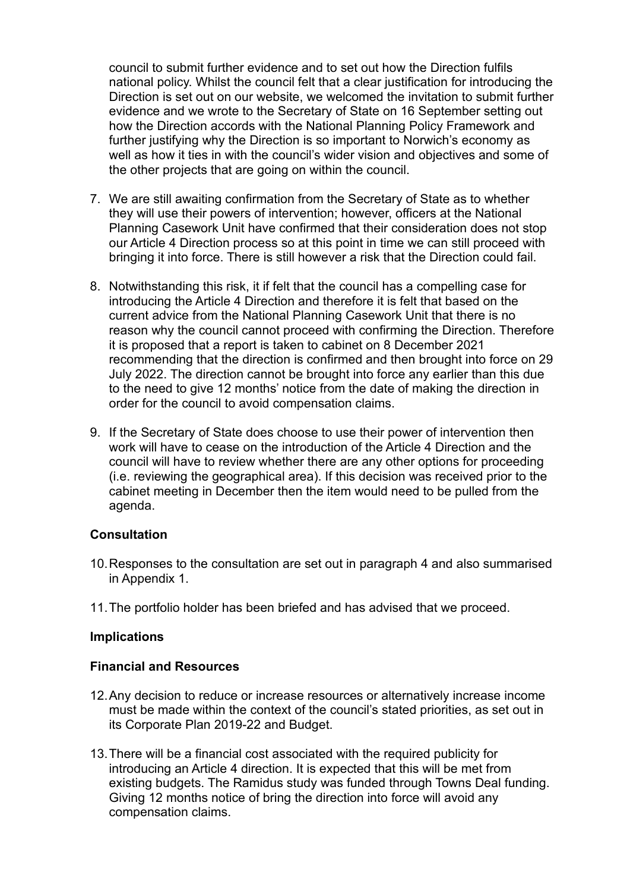council to submit further evidence and to set out how the Direction fulfils national policy. Whilst the council felt that a clear justification for introducing the Direction is set out on our website, we welcomed the invitation to submit further evidence and we wrote to the Secretary of State on 16 September setting out how the Direction accords with the National Planning Policy Framework and further justifying why the Direction is so important to Norwich's economy as well as how it ties in with the council's wider vision and objectives and some of the other projects that are going on within the council.

7. We are still awaiting confirmation from the Secretary of State as to whether they will use their powers of intervention; however, officers at the National Planning Casework Unit have confirmed that their consideration does not stop our Article 4 Direction process so at this point in time we can still proceed with bringing it into force. There is still however a risk that the Direction could fail.

8. Notwithstanding this risk, it if felt that the council has a compelling case for introducing the Article 4 Direction and therefore it is felt that based on the current advice from the National Planning Casework Unit that there is no reason why the council cannot proceed with confirming the Direction. Therefore it is proposed that a report is taken to cabinet on 8 December 2021 recommending that the direction is confirmed and then brought into force on 29 July 2022. The direction cannot be brought into force any earlier than this due to the need to give 12 months' notice from the date of making the direction in order for the council to avoid compensation claims.

9. If the Secretary of State does choose to use their power of intervention then work will have to cease on the introduction of the Article 4 Direction and the council will have to review whether there are any other options for proceeding (i.e. reviewing the geographical area). If this decision was received prior to the cabinet meeting in December then the item would need to be pulled from the agenda.

**Consultation**

10. Responses to the consultation are set out in paragraph 4 and also summarised in Appendix 1.

11. The portfolio holder has been briefed and has advised that we proceed.

**Implications**

**Financial and Resources**

12. Any decision to reduce or increase resources or alternatively increase income must be made within the context of the council's stated priorities, as set out in its Corporate Plan 2019-22 and Budget.

13. There will be a financial cost associated with the required publicity for introducing an Article 4 direction. It is expected that this will be met from existing budgets. The Ramidus study was funded through Towns Deal funding. Giving 12 months notice of bring the direction into force will avoid any compensation claims.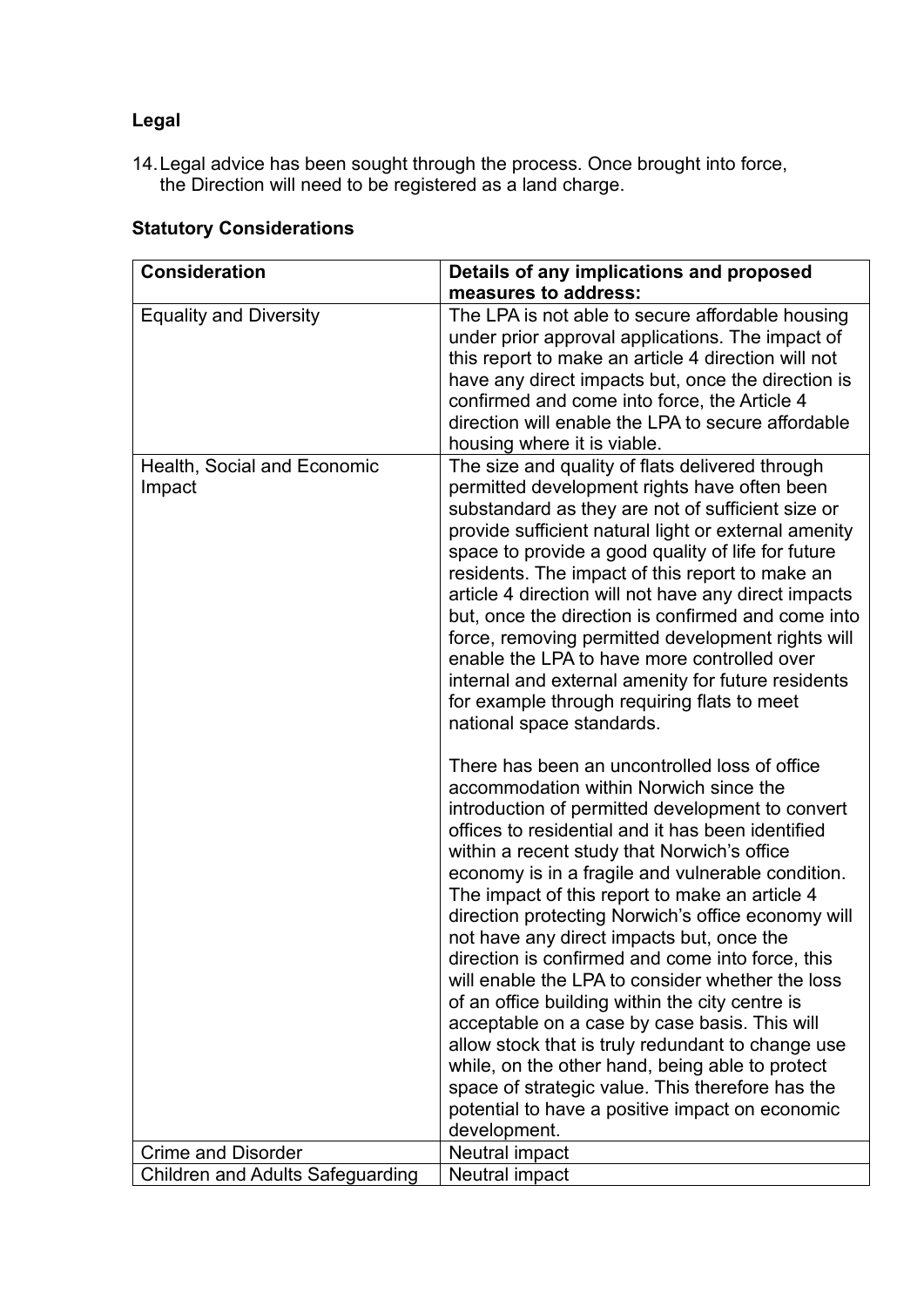**Legal**

14. Legal advice has been sought through the process. Once brought into force, the Direction will need to be registered as a land charge.

**Statutory Considerations**

| Consideration | Details of any implications and proposed measures to address: |
|---|---|
| Equality and Diversity | The LPA is not able to secure affordable housing under prior approval applications. The impact of this report to make an article 4 direction will not have any direct impacts but, once the direction is confirmed and come into force, the Article 4 direction will enable the LPA to secure affordable housing where it is viable. |
| Health, Social and Economic Impact | The size and quality of flats delivered through permitted development rights have often been substandard as they are not of sufficient size or provide sufficient natural light or external amenity space to provide a good quality of life for future residents. The impact of this report to make an article 4 direction will not have any direct impacts but, once the direction is confirmed and come into force, removing permitted development rights will enable the LPA to have more controlled over internal and external amenity for future residents for example through requiring flats to meet national space standards.<br><br>There has been an uncontrolled loss of office accommodation within Norwich since the introduction of permitted development to convert offices to residential and it has been identified within a recent study that Norwich's office economy is in a fragile and vulnerable condition. The impact of this report to make an article 4 direction protecting Norwich's office economy will not have any direct impacts but, once the direction is confirmed and come into force, this will enable the LPA to consider whether the loss of an office building within the city centre is acceptable on a case by case basis. This will allow stock that is truly redundant to change use while, on the other hand, being able to protect space of strategic value. This therefore has the potential to have a positive impact on economic development. |
| Crime and Disorder | Neutral impact |
| Children and Adults Safeguarding | Neutral impact |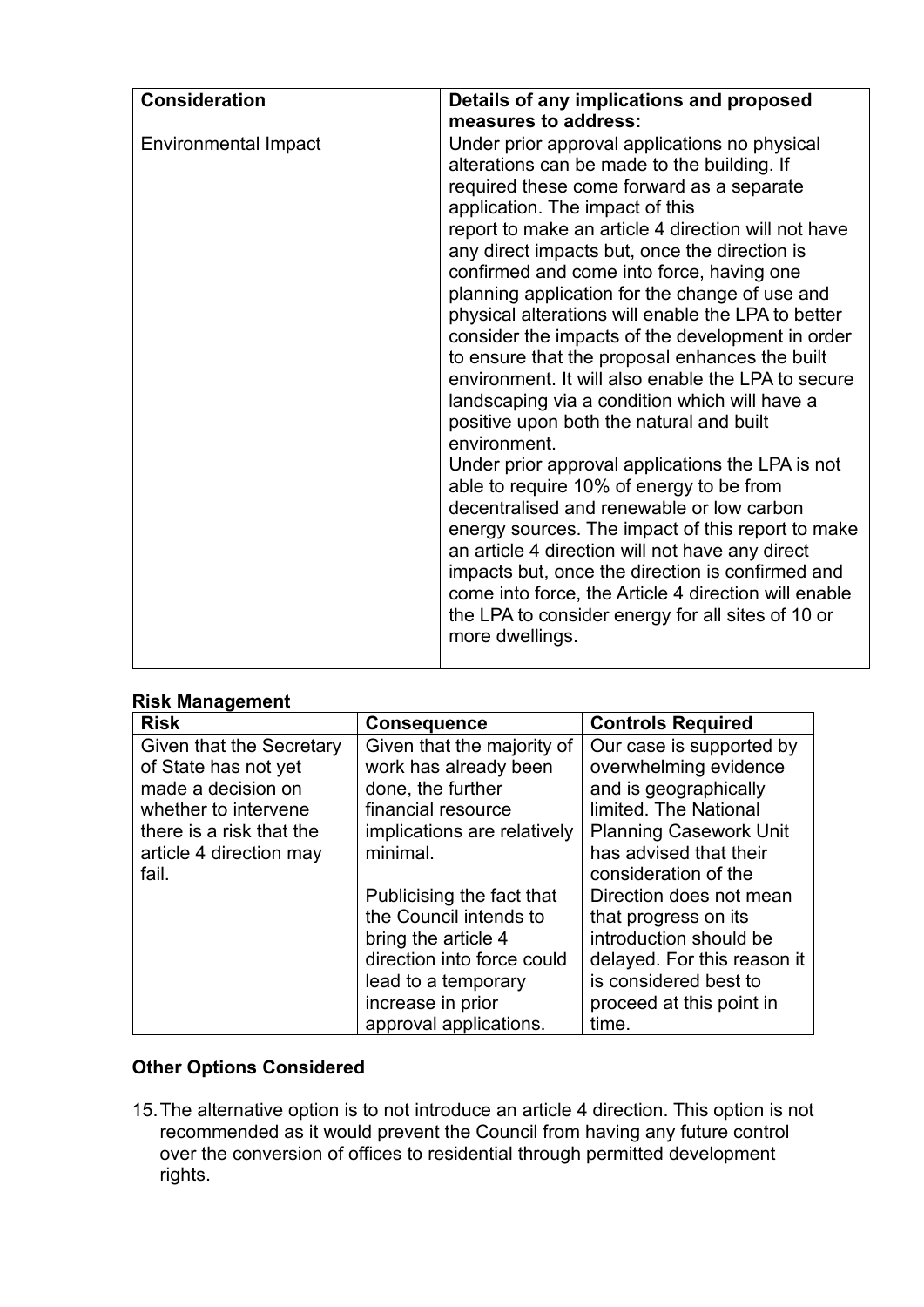| Consideration | Details of any implications and proposed measures to address: |
|---|---|
| Environmental Impact | Under prior approval applications no physical alterations can be made to the building. If required these come forward as a separate application. The impact of this report to make an article 4 direction will not have any direct impacts but, once the direction is confirmed and come into force, having one planning application for the change of use and physical alterations will enable the LPA to better consider the impacts of the development in order to ensure that the proposal enhances the built environment. It will also enable the LPA to secure landscaping via a condition which will have a positive upon both the natural and built environment. Under prior approval applications the LPA is not able to require 10% of energy to be from decentralised and renewable or low carbon energy sources. The impact of this report to make an article 4 direction will not have any direct impacts but, once the direction is confirmed and come into force, the Article 4 direction will enable the LPA to consider energy for all sites of 10 or more dwellings. |

**Risk Management**

| Risk | Consequence | Controls Required |
|---|---|---|
| Given that the Secretary of State has not yet made a decision on whether to intervene there is a risk that the article 4 direction may fail. | Given that the majority of work has already been done, the further financial resource implications are relatively minimal. Publicising the fact that the Council intends to bring the article 4 direction into force could lead to a temporary increase in prior approval applications. | Our case is supported by overwhelming evidence and is geographically limited. The National Planning Casework Unit has advised that their consideration of the Direction does not mean that progress on its introduction should be delayed. For this reason it is considered best to proceed at this point in time. |

**Other Options Considered**

15. The alternative option is to not introduce an article 4 direction. This option is not recommended as it would prevent the Council from having any future control over the conversion of offices to residential through permitted development rights.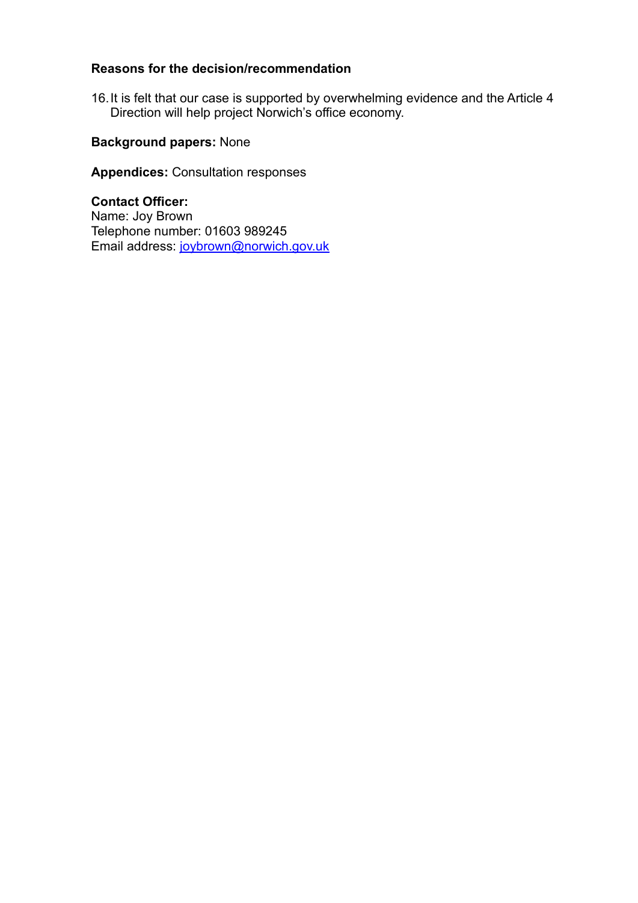**Reasons for the decision/recommendation**

16. It is felt that our case is supported by overwhelming evidence and the Article 4 Direction will help project Norwich's office economy.

**Background papers:** None

**Appendices:** Consultation responses

**Contact Officer:**
Name: Joy Brown
Telephone number: 01603 989245
Email address: joybrown@norwich.gov.uk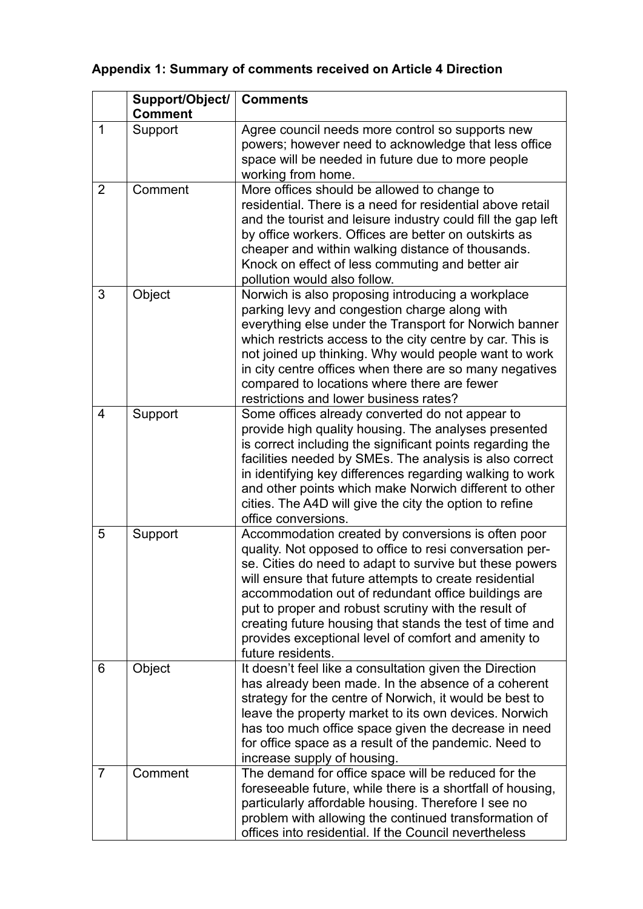**Appendix 1: Summary of comments received on Article 4 Direction**

| | Support/Object/ Comment | Comments |
|---|---|---|
| 1 | Support | Agree council needs more control so supports new powers; however need to acknowledge that less office space will be needed in future due to more people working from home. |
| 2 | Comment | More offices should be allowed to change to residential. There is a need for residential above retail and the tourist and leisure industry could fill the gap left by office workers. Offices are better on outskirts as cheaper and within walking distance of thousands. Knock on effect of less commuting and better air pollution would also follow. |
| 3 | Object | Norwich is also proposing introducing a workplace parking levy and congestion charge along with everything else under the Transport for Norwich banner which restricts access to the city centre by car. This is not joined up thinking. Why would people want to work in city centre offices when there are so many negatives compared to locations where there are fewer restrictions and lower business rates? |
| 4 | Support | Some offices already converted do not appear to provide high quality housing. The analyses presented is correct including the significant points regarding the facilities needed by SMEs. The analysis is also correct in identifying key differences regarding walking to work and other points which make Norwich different to other cities. The A4D will give the city the option to refine office conversions. |
| 5 | Support | Accommodation created by conversions is often poor quality. Not opposed to office to resi conversation per-se. Cities do need to adapt to survive but these powers will ensure that future attempts to create residential accommodation out of redundant office buildings are put to proper and robust scrutiny with the result of creating future housing that stands the test of time and provides exceptional level of comfort and amenity to future residents. |
| 6 | Object | It doesn't feel like a consultation given the Direction has already been made. In the absence of a coherent strategy for the centre of Norwich, it would be best to leave the property market to its own devices. Norwich has too much office space given the decrease in need for office space as a result of the pandemic. Need to increase supply of housing. |
| 7 | Comment | The demand for office space will be reduced for the foreseeable future, while there is a shortfall of housing, particularly affordable housing. Therefore I see no problem with allowing the continued transformation of offices into residential. If the Council nevertheless |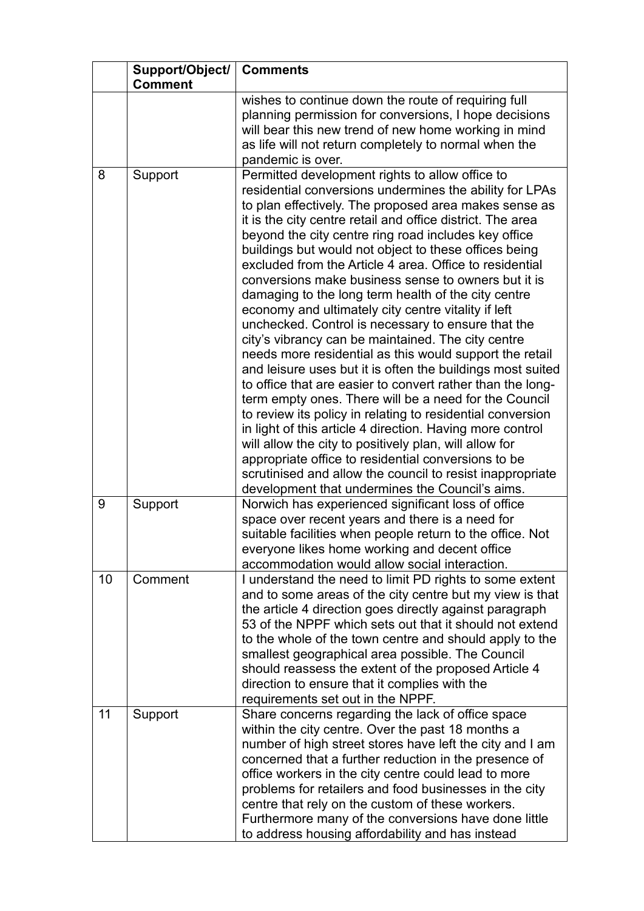| | Support/Object/ Comment | Comments |
|---|---|---|
| | | wishes to continue down the route of requiring full planning permission for conversions, I hope decisions will bear this new trend of new home working in mind as life will not return completely to normal when the pandemic is over. |
| 8 | Support | Permitted development rights to allow office to residential conversions undermines the ability for LPAs to plan effectively. The proposed area makes sense as it is the city centre retail and office district. The area beyond the city centre ring road includes key office buildings but would not object to these offices being excluded from the Article 4 area. Office to residential conversions make business sense to owners but it is damaging to the long term health of the city centre economy and ultimately city centre vitality if left unchecked. Control is necessary to ensure that the city's vibrancy can be maintained. The city centre needs more residential as this would support the retail and leisure uses but it is often the buildings most suited to office that are easier to convert rather than the long-term empty ones. There will be a need for the Council to review its policy in relating to residential conversion in light of this article 4 direction. Having more control will allow the city to positively plan, will allow for appropriate office to residential conversions to be scrutinised and allow the council to resist inappropriate development that undermines the Council's aims. |
| 9 | Support | Norwich has experienced significant loss of office space over recent years and there is a need for suitable facilities when people return to the office. Not everyone likes home working and decent office accommodation would allow social interaction. |
| 10 | Comment | I understand the need to limit PD rights to some extent and to some areas of the city centre but my view is that the article 4 direction goes directly against paragraph 53 of the NPPF which sets out that it should not extend to the whole of the town centre and should apply to the smallest geographical area possible. The Council should reassess the extent of the proposed Article 4 direction to ensure that it complies with the requirements set out in the NPPF. |
| 11 | Support | Share concerns regarding the lack of office space within the city centre. Over the past 18 months a number of high street stores have left the city and I am concerned that a further reduction in the presence of office workers in the city centre could lead to more problems for retailers and food businesses in the city centre that rely on the custom of these workers. Furthermore many of the conversions have done little to address housing affordability and has instead |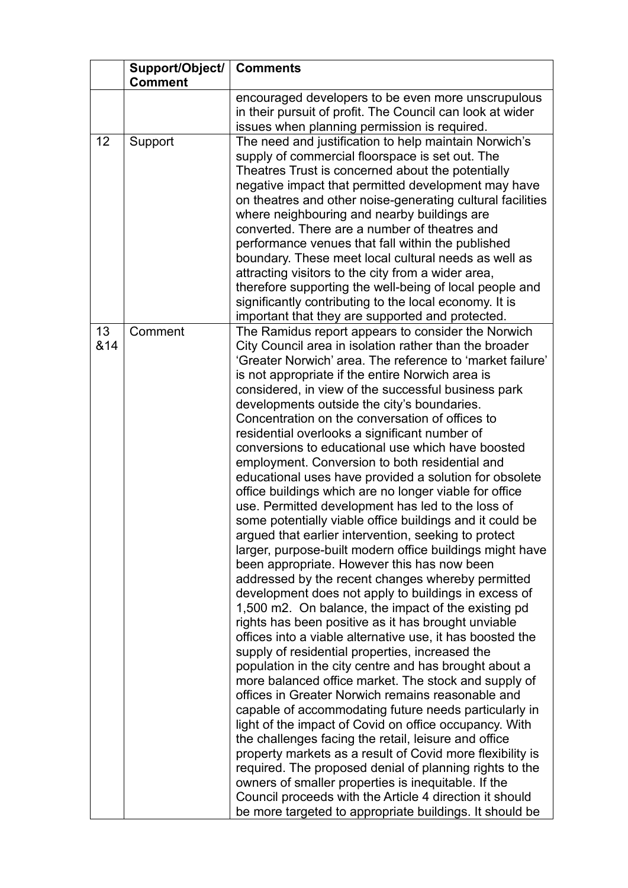| | Support/Object/ Comment | Comments |
|---|---|---|
| | | encouraged developers to be even more unscrupulous in their pursuit of profit. The Council can look at wider issues when planning permission is required. |
| 12 | Support | The need and justification to help maintain Norwich's supply of commercial floorspace is set out. The Theatres Trust is concerned about the potentially negative impact that permitted development may have on theatres and other noise-generating cultural facilities where neighbouring and nearby buildings are converted. There are a number of theatres and performance venues that fall within the published boundary. These meet local cultural needs as well as attracting visitors to the city from a wider area, therefore supporting the well-being of local people and significantly contributing to the local economy. It is important that they are supported and protected. |
| 13 &14 | Comment | The Ramidus report appears to consider the Norwich City Council area in isolation rather than the broader 'Greater Norwich' area. The reference to 'market failure' is not appropriate if the entire Norwich area is considered, in view of the successful business park developments outside the city's boundaries. Concentration on the conversation of offices to residential overlooks a significant number of conversions to educational use which have boosted employment. Conversion to both residential and educational uses have provided a solution for obsolete office buildings which are no longer viable for office use. Permitted development has led to the loss of some potentially viable office buildings and it could be argued that earlier intervention, seeking to protect larger, purpose-built modern office buildings might have been appropriate. However this has now been addressed by the recent changes whereby permitted development does not apply to buildings in excess of 1,500 m2. On balance, the impact of the existing pd rights has been positive as it has brought unviable offices into a viable alternative use, it has boosted the supply of residential properties, increased the population in the city centre and has brought about a more balanced office market. The stock and supply of offices in Greater Norwich remains reasonable and capable of accommodating future needs particularly in light of the impact of Covid on office occupancy. With the challenges facing the retail, leisure and office property markets as a result of Covid more flexibility is required. The proposed denial of planning rights to the owners of smaller properties is inequitable. If the Council proceeds with the Article 4 direction it should be more targeted to appropriate buildings. It should be |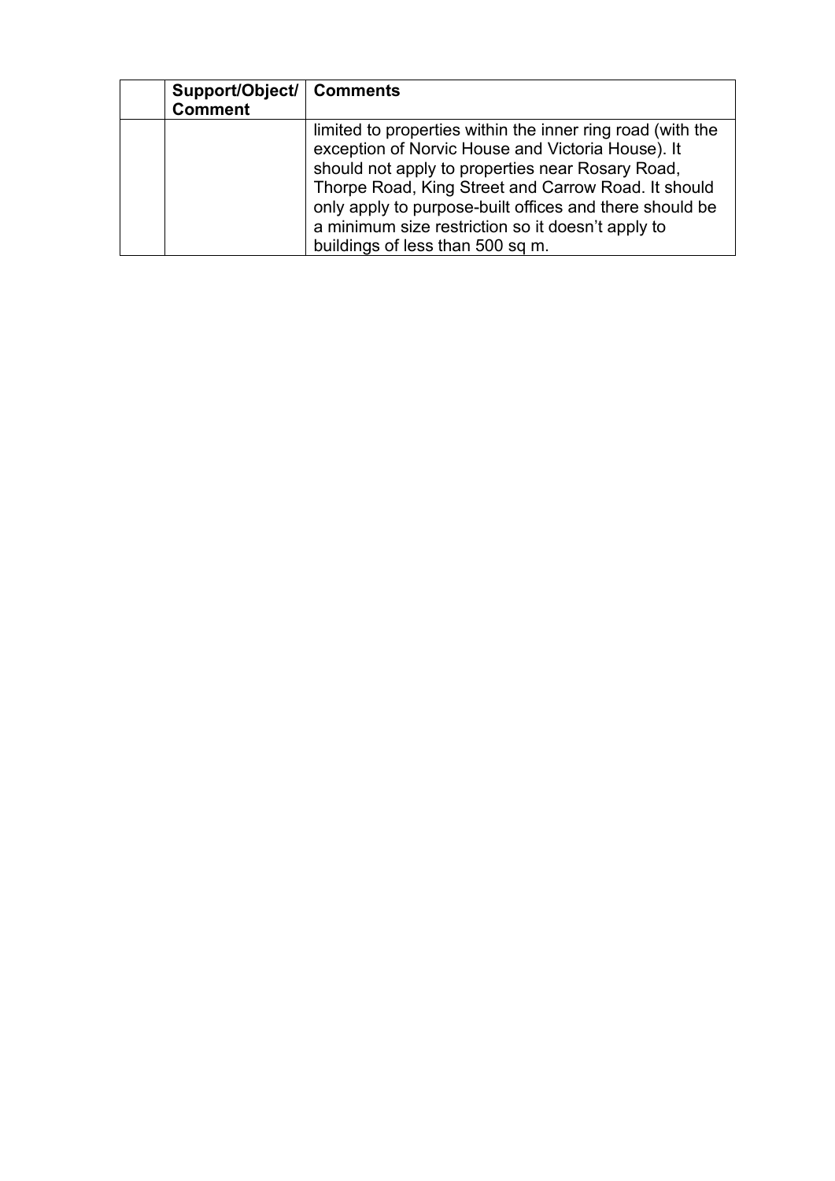| | Support/Object/ Comment | Comments |
|---|---|---|
| | | limited to properties within the inner ring road (with the exception of Norvic House and Victoria House). It should not apply to properties near Rosary Road, Thorpe Road, King Street and Carrow Road. It should only apply to purpose-built offices and there should be a minimum size restriction so it doesn't apply to buildings of less than 500 sq m. |